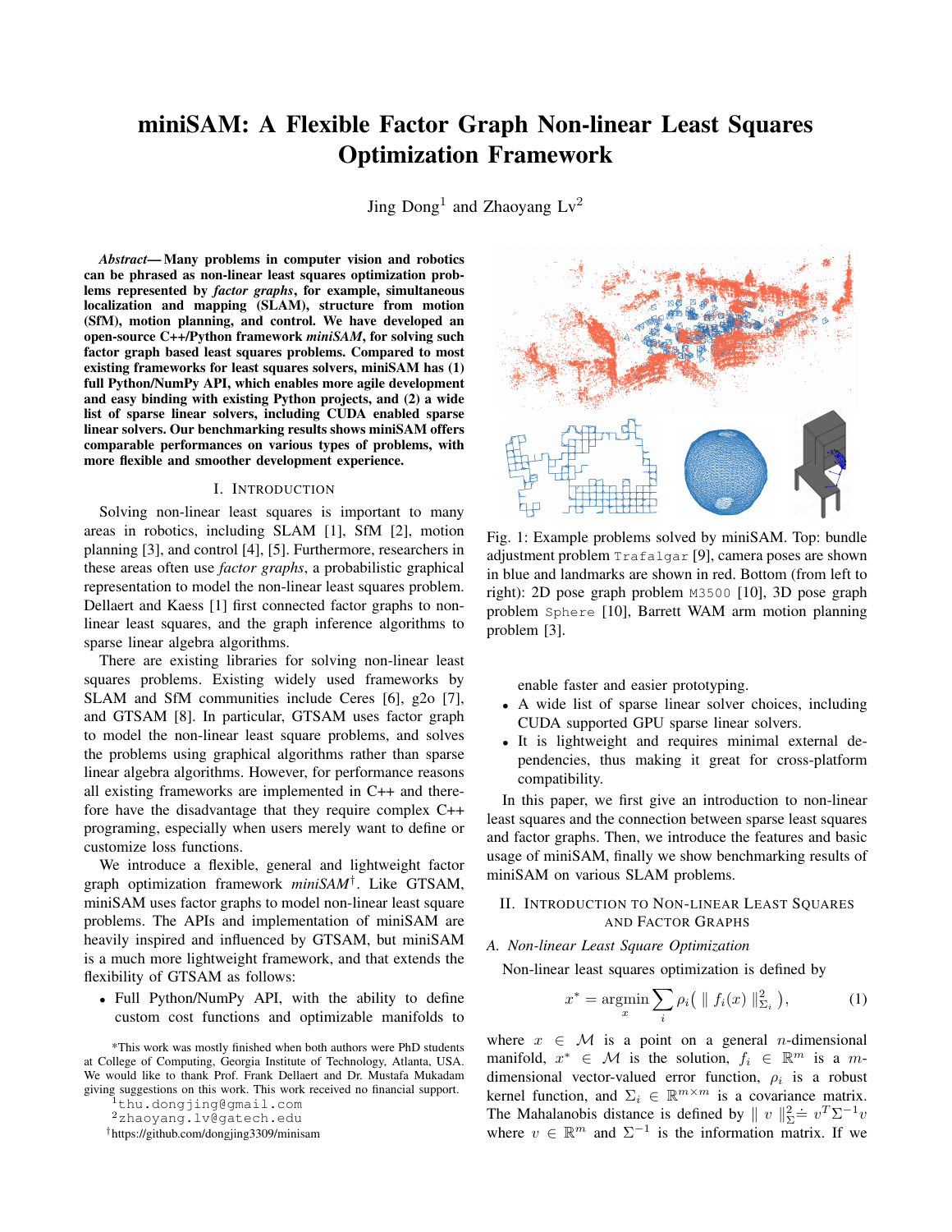# miniSAM: A Flexible Factor Graph Non-linear Least Squares Optimization Framework

Jing Dong[1] and Zhaoyang Lv[2]

***Abstract*— Many problems in computer vision and robotics can be phrased as non-linear least squares optimization problems represented by *factor graphs*, for example, simultaneous localization and mapping (SLAM), structure from motion (SfM), motion planning, and control. We have developed an open-source C++/Python framework *miniSAM*, for solving such factor graph based least squares problems. Compared to most existing frameworks for least squares solvers, miniSAM has (1) full Python/NumPy API, which enables more agile development and easy binding with existing Python projects, and (2) a wide list of sparse linear solvers, including CUDA enabled sparse linear solvers. Our benchmarking results shows miniSAM offers comparable performances on various types of problems, with more flexible and smoother development experience.**

## I. Introduction

Solving non-linear least squares is important to many areas in robotics, including SLAM [1], SfM [2], motion planning [3], and control [4], [5]. Furthermore, researchers in these areas often use *factor graphs*, a probabilistic graphical representation to model the non-linear least squares problem. Dellaert and Kaess [1] first connected factor graphs to non-linear least squares, and the graph inference algorithms to sparse linear algebra algorithms.

There are existing libraries for solving non-linear least squares problems. Existing widely used frameworks by SLAM and SfM communities include Ceres [6], g2o [7], and GTSAM [8]. In particular, GTSAM uses factor graph to model the non-linear least square problems, and solves the problems using graphical algorithms rather than sparse linear algebra algorithms. However, for performance reasons all existing frameworks are implemented in C++ and therefore have the disadvantage that they require complex C++ programing, especially when users merely want to define or customize loss functions.

We introduce a flexible, general and lightweight factor graph optimization framework *miniSAM*[†]. Like GTSAM, miniSAM uses factor graphs to model non-linear least square problems. The APIs and implementation of miniSAM are heavily inspired and influenced by GTSAM, but miniSAM is a much more lightweight framework, and that extends the flexibility of GTSAM as follows:

- Full Python/NumPy API, with the ability to define custom cost functions and optimizable manifolds to enable faster and easier prototyping.
- A wide list of sparse linear solver choices, including CUDA supported GPU sparse linear solvers.
- It is lightweight and requires minimal external dependencies, thus making it great for cross-platform compatibility.

*This work was mostly finished when both authors were PhD students at College of Computing, Georgia Institute of Technology, Atlanta, USA. We would like to thank Prof. Frank Dellaert and Dr. Mustafa Mukadam giving suggestions on this work. This work received no financial support.

[1]thu.dongjing@gmail.com

[2]zhaoyang.lv@gatech.edu

[†]https://github.com/dongjing3309/minisam

Fig. 1: Example problems solved by miniSAM. Top: bundle adjustment problem `Trafalgar` [9], camera poses are shown in blue and landmarks are shown in red. Bottom (from left to right): 2D pose graph problem `M3500` [10], 3D pose graph problem `Sphere` [10], Barrett WAM arm motion planning problem [3].

In this paper, we first give an introduction to non-linear least squares and the connection between sparse least squares and factor graphs. Then, we introduce the features and basic usage of miniSAM, finally we show benchmarking results of miniSAM on various SLAM problems.

## II. Introduction to Non-linear Least Squares and Factor Graphs

### A. Non-linear Least Square Optimization

Non-linear least squares optimization is defined by

$$x^* = \underset{x}{\operatorname{argmin}} \sum_i \rho_i \big( \parallel f_i(x) \parallel^2_{\Sigma_i} \big), \tag{1}$$

where $x \in \mathcal{M}$ is a point on a general $n$-dimensional manifold, $x^* \in \mathcal{M}$ is the solution, $f_i \in \mathbb{R}^m$ is a $m$-dimensional vector-valued error function, $\rho_i$ is a robust kernel function, and $\Sigma_i \in \mathbb{R}^{m \times m}$ is a covariance matrix. The Mahalanobis distance is defined by $\parallel v \parallel^2_\Sigma \doteq v^T \Sigma^{-1} v$ where $v \in \mathbb{R}^m$ and $\Sigma^{-1}$ is the information matrix. If we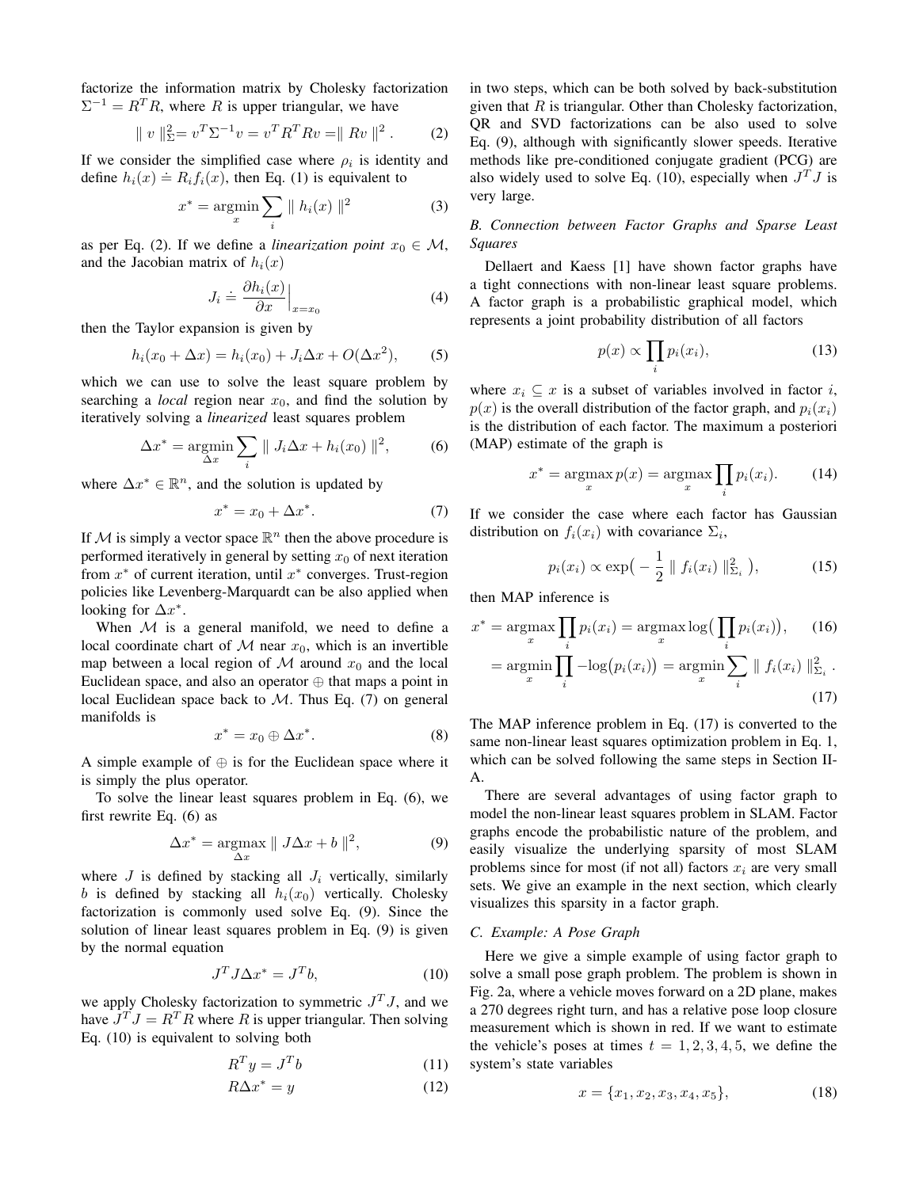factorize the information matrix by Cholesky factorization $\Sigma^{-1} = R^T R$, where $R$ is upper triangular, we have

$$\| v \|_\Sigma^2 = v^T \Sigma^{-1} v = v^T R^T R v = \| Rv \|^2 . \tag{2}$$

If we consider the simplified case where $\rho_i$ is identity and define $h_i(x) \doteq R_i f_i(x)$, then Eq. (1) is equivalent to

$$x^* = \underset{x}{\operatorname{argmin}} \sum_i \| h_i(x) \|^2 \tag{3}$$

as per Eq. (2). If we define a *linearization point* $x_0 \in \mathcal{M}$, and the Jacobian matrix of $h_i(x)$

$$J_i \doteq \frac{\partial h_i(x)}{\partial x}\Big|_{x=x_0} \tag{4}$$

then the Taylor expansion is given by

$$h_i(x_0 + \Delta x) = h_i(x_0) + J_i \Delta x + O(\Delta x^2), \tag{5}$$

which we can use to solve the least square problem by searching a *local* region near $x_0$, and find the solution by iteratively solving a *linearized* least squares problem

$$\Delta x^* = \underset{\Delta x}{\operatorname{argmin}} \sum_i \| J_i \Delta x + h_i(x_0) \|^2, \tag{6}$$

where $\Delta x^* \in \mathbb{R}^n$, and the solution is updated by

$$x^* = x_0 + \Delta x^*. \tag{7}$$

If $\mathcal{M}$ is simply a vector space $\mathbb{R}^n$ then the above procedure is performed iteratively in general by setting $x_0$ of next iteration from $x^*$ of current iteration, until $x^*$ converges. Trust-region policies like Levenberg-Marquardt can be also applied when looking for $\Delta x^*$.

When $\mathcal{M}$ is a general manifold, we need to define a local coordinate chart of $\mathcal{M}$ near $x_0$, which is an invertible map between a local region of $\mathcal{M}$ around $x_0$ and the local Euclidean space, and also an operator $\oplus$ that maps a point in local Euclidean space back to $\mathcal{M}$. Thus Eq. (7) on general manifolds is

$$x^* = x_0 \oplus \Delta x^*. \tag{8}$$

A simple example of $\oplus$ is for the Euclidean space where it is simply the plus operator.

To solve the linear least squares problem in Eq. (6), we first rewrite Eq. (6) as

$$\Delta x^* = \underset{\Delta x}{\operatorname{argmax}} \| J \Delta x + b \|^2, \tag{9}$$

where $J$ is defined by stacking all $J_i$ vertically, similarly $b$ is defined by stacking all $h_i(x_0)$ vertically. Cholesky factorization is commonly used solve Eq. (9). Since the solution of linear least squares problem in Eq. (9) is given by the normal equation

$$J^T J \Delta x^* = J^T b, \tag{10}$$

we apply Cholesky factorization to symmetric $J^T J$, and we have $J^T J = R^T R$ where $R$ is upper triangular. Then solving Eq. (10) is equivalent to solving both

$$R^T y = J^T b \tag{11}$$

$$R \Delta x^* = y \tag{12}$$

in two steps, which can be both solved by back-substitution given that $R$ is triangular. Other than Cholesky factorization, QR and SVD factorizations can be also used to solve Eq. (9), although with significantly slower speeds. Iterative methods like pre-conditioned conjugate gradient (PCG) are also widely used to solve Eq. (10), especially when $J^T J$ is very large.

### *B. Connection between Factor Graphs and Sparse Least Squares*

Dellaert and Kaess [1] have shown factor graphs have a tight connections with non-linear least square problems. A factor graph is a probabilistic graphical model, which represents a joint probability distribution of all factors

$$p(x) \propto \prod_i p_i(x_i), \tag{13}$$

where $x_i \subseteq x$ is a subset of variables involved in factor $i$, $p(x)$ is the overall distribution of the factor graph, and $p_i(x_i)$ is the distribution of each factor. The maximum a posteriori (MAP) estimate of the graph is

$$x^* = \underset{x}{\operatorname{argmax}}\, p(x) = \underset{x}{\operatorname{argmax}} \prod_i p_i(x_i). \tag{14}$$

If we consider the case where each factor has Gaussian distribution on $f_i(x_i)$ with covariance $\Sigma_i$,

$$p_i(x_i) \propto \exp\big( -\frac{1}{2} \| f_i(x_i) \|_{\Sigma_i}^2 \big), \tag{15}$$

then MAP inference is

$$x^* = \underset{x}{\operatorname{argmax}} \prod_i p_i(x_i) = \underset{x}{\operatorname{argmax}} \log\big( \prod_i p_i(x_i) \big), \tag{16}$$

$$= \underset{x}{\operatorname{argmin}} \prod_i -\log\big( p_i(x_i) \big) = \underset{x}{\operatorname{argmin}} \sum_i \| f_i(x_i) \|_{\Sigma_i}^2 . \tag{17}$$

The MAP inference problem in Eq. (17) is converted to the same non-linear least squares optimization problem in Eq. 1, which can be solved following the same steps in Section II-A.

There are several advantages of using factor graph to model the non-linear least squares problem in SLAM. Factor graphs encode the probabilistic nature of the problem, and easily visualize the underlying sparsity of most SLAM problems since for most (if not all) factors $x_i$ are very small sets. We give an example in the next section, which clearly visualizes this sparsity in a factor graph.

### *C. Example: A Pose Graph*

Here we give a simple example of using factor graph to solve a small pose graph problem. The problem is shown in Fig. 2a, where a vehicle moves forward on a 2D plane, makes a 270 degrees right turn, and has a relative pose loop closure measurement which is shown in red. If we want to estimate the vehicle's poses at times $t = 1, 2, 3, 4, 5$, we define the system's state variables

$$x = \{x_1, x_2, x_3, x_4, x_5\}, \tag{18}$$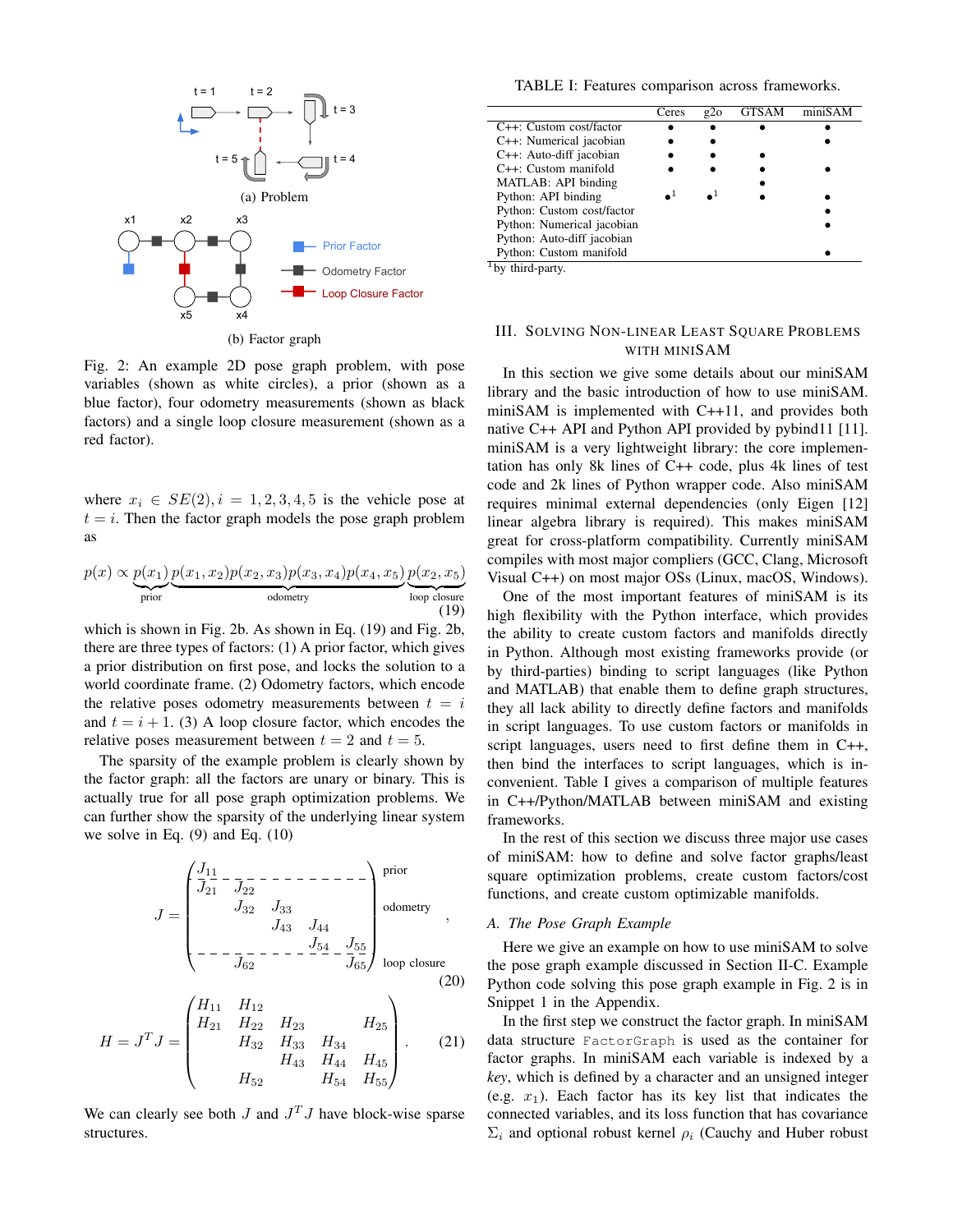(a) Problem

(b) Factor graph

Fig. 2: An example 2D pose graph problem, with pose variables (shown as white circles), a prior (shown as a blue factor), four odometry measurements (shown as black factors) and a single loop closure measurement (shown as a red factor).

where $x_i \in SE(2), i = 1, 2, 3, 4, 5$ is the vehicle pose at $t = i$. Then the factor graph models the pose graph problem as

$$p(x) \propto \underbrace{p(x_1)}_{\text{prior}} \underbrace{p(x_1, x_2)p(x_2, x_3)p(x_3, x_4)p(x_4, x_5)}_{\text{odometry}} \underbrace{p(x_2, x_5)}_{\text{loop closure}} \tag{19}$$

which is shown in Fig. 2b. As shown in Eq. (19) and Fig. 2b, there are three types of factors: (1) A prior factor, which gives a prior distribution on first pose, and locks the solution to a world coordinate frame. (2) Odometry factors, which encode the relative poses odometry measurements between $t = i$ and $t = i + 1$. (3) A loop closure factor, which encodes the relative poses measurement between $t = 2$ and $t = 5$.

The sparsity of the example problem is clearly shown by the factor graph: all the factors are unary or binary. This is actually true for all pose graph optimization problems. We can further show the sparsity of the underlying linear system we solve in Eq. (9) and Eq. (10)

$$J = \begin{pmatrix} J_{11} & & & & \\ J_{21} & J_{22} & & & \\ & J_{32} & J_{33} & & \\ & & J_{43} & J_{44} & \\ & & & J_{54} & J_{55} \\ & J_{62} & & & J_{65} \end{pmatrix} \begin{matrix} \text{prior} \\ \\ \text{odometry} \\ \\ \\ \text{loop closure} \end{matrix}, \tag{20}$$

$$H = J^T J = \begin{pmatrix} H_{11} & H_{12} & & & \\ H_{21} & H_{22} & H_{23} & & H_{25} \\ & H_{32} & H_{33} & H_{34} & \\ & & H_{43} & H_{44} & H_{45} \\ & H_{52} & & H_{54} & H_{55} \end{pmatrix}. \tag{21}$$

We can clearly see both $J$ and $J^T J$ have block-wise sparse structures.

TABLE I: Features comparison across frameworks.

| | Ceres | g2o | GTSAM | miniSAM |
|---|---|---|---|---|
| C++: Custom cost/factor | • | • | • | • |
| C++: Numerical jacobian | • | • | | • |
| C++: Auto-diff jacobian | • | • | • | |
| C++: Custom manifold | • | • | • | • |
| MATLAB: API binding | | | • | |
| Python: API binding | •[1] | •[1] | • | • |
| Python: Custom cost/factor | | | | • |
| Python: Numerical jacobian | | | | • |
| Python: Auto-diff jacobian | | | | |
| Python: Custom manifold | | | | • |

[1] by third-party.

## III. Solving Non-linear Least Square Problems with miniSAM

In this section we give some details about our miniSAM library and the basic introduction of how to use miniSAM. miniSAM is implemented with C++11, and provides both native C++ API and Python API provided by pybind11 [11]. miniSAM is a very lightweight library: the core implementation has only 8k lines of C++ code, plus 4k lines of test code and 2k lines of Python wrapper code. Also miniSAM requires minimal external dependencies (only Eigen [12] linear algebra library is required). This makes miniSAM great for cross-platform compatibility. Currently miniSAM compiles with most major compliers (GCC, Clang, Microsoft Visual C++) on most major OSs (Linux, macOS, Windows).

One of the most important features of miniSAM is its high flexibility with the Python interface, which provides the ability to create custom factors and manifolds directly in Python. Although most existing frameworks provide (or by third-parties) binding to script languages (like Python and MATLAB) that enable them to define graph structures, they all lack ability to directly define factors and manifolds in script languages. To use custom factors or manifolds in script languages, users need to first define them in C++, then bind the interfaces to script languages, which is inconvenient. Table I gives a comparison of multiple features in C++/Python/MATLAB between miniSAM and existing frameworks.

In the rest of this section we discuss three major use cases of miniSAM: how to define and solve factor graphs/least square optimization problems, create custom factors/cost functions, and create custom optimizable manifolds.

### A. The Pose Graph Example

Here we give an example on how to use miniSAM to solve the pose graph example discussed in Section II-C. Example Python code solving this pose graph example in Fig. 2 is in Snippet 1 in the Appendix.

In the first step we construct the factor graph. In miniSAM data structure `FactorGraph` is used as the container for factor graphs. In miniSAM each variable is indexed by a *key*, which is defined by a character and an unsigned integer (e.g. $x_1$). Each factor has its key list that indicates the connected variables, and its loss function that has covariance $\Sigma_i$ and optional robust kernel $\rho_i$ (Cauchy and Huber robust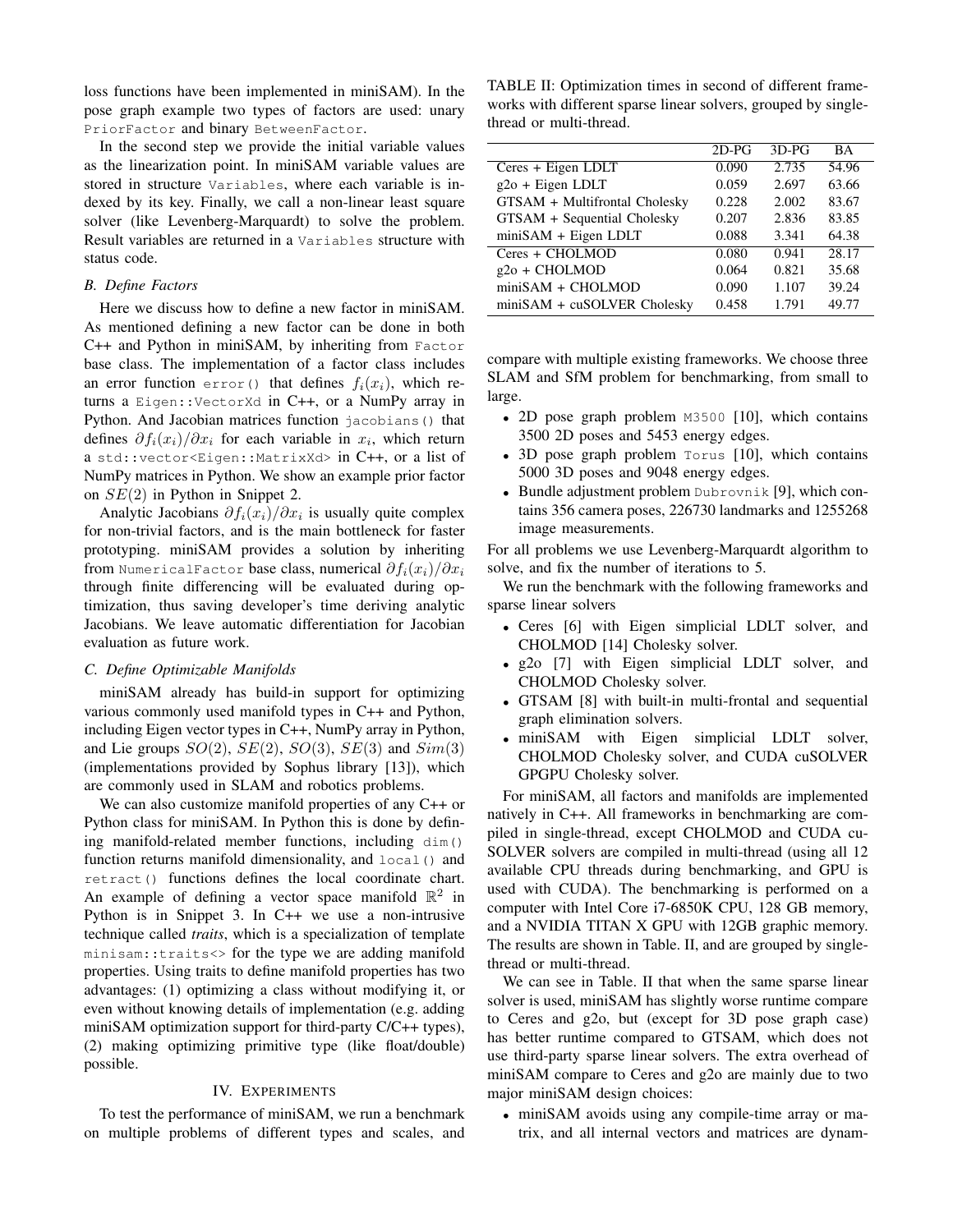loss functions have been implemented in miniSAM). In the pose graph example two types of factors are used: unary `PriorFactor` and binary `BetweenFactor`.

In the second step we provide the initial variable values as the linearization point. In miniSAM variable values are stored in structure `Variables`, where each variable is indexed by its key. Finally, we call a non-linear least square solver (like Levenberg-Marquardt) to solve the problem. Result variables are returned in a `Variables` structure with status code.

### B. Define Factors

Here we discuss how to define a new factor in miniSAM. As mentioned defining a new factor can be done in both C++ and Python in miniSAM, by inheriting from `Factor` base class. The implementation of a factor class includes an error function `error()` that defines $f_i(x_i)$, which returns a `Eigen::VectorXd` in C++, or a NumPy array in Python. And Jacobian matrices function `jacobians()` that defines $\partial f_i(x_i)/\partial x_i$ for each variable in $x_i$, which return a `std::vector<Eigen::MatrixXd>` in C++, or a list of NumPy matrices in Python. We show an example prior factor on $SE(2)$ in Python in Snippet 2.

Analytic Jacobians $\partial f_i(x_i)/\partial x_i$ is usually quite complex for non-trivial factors, and is the main bottleneck for faster prototyping. miniSAM provides a solution by inheriting from `NumericalFactor` base class, numerical $\partial f_i(x_i)/\partial x_i$ through finite differencing will be evaluated during optimization, thus saving developer's time deriving analytic Jacobians. We leave automatic differentiation for Jacobian evaluation as future work.

### C. Define Optimizable Manifolds

miniSAM already has build-in support for optimizing various commonly used manifold types in C++ and Python, including Eigen vector types in C++, NumPy array in Python, and Lie groups $SO(2)$, $SE(2)$, $SO(3)$, $SE(3)$ and $Sim(3)$ (implementations provided by Sophus library [13]), which are commonly used in SLAM and robotics problems.

We can also customize manifold properties of any C++ or Python class for miniSAM. In Python this is done by defining manifold-related member functions, including `dim()` function returns manifold dimensionality, and `local()` and `retract()` functions defines the local coordinate chart. An example of defining a vector space manifold $\mathbb{R}^2$ in Python is in Snippet 3. In C++ we use a non-intrusive technique called *traits*, which is a specialization of template `minisam::traits<>` for the type we are adding manifold properties. Using traits to define manifold properties has two advantages: (1) optimizing a class without modifying it, or even without knowing details of implementation (e.g. adding miniSAM optimization support for third-party C/C++ types), (2) making optimizing primitive type (like float/double) possible.

## IV. Experiments

To test the performance of miniSAM, we run a benchmark on multiple problems of different types and scales, and compare with multiple existing frameworks. We choose three SLAM and SfM problem for benchmarking, from small to large.

- 2D pose graph problem `M3500` [10], which contains 3500 2D poses and 5453 energy edges.
- 3D pose graph problem `Torus` [10], which contains 5000 3D poses and 9048 energy edges.
- Bundle adjustment problem `Dubrovnik` [9], which contains 356 camera poses, 226730 landmarks and 1255268 image measurements.

For all problems we use Levenberg-Marquardt algorithm to solve, and fix the number of iterations to 5.

We run the benchmark with the following frameworks and sparse linear solvers

- Ceres [6] with Eigen simplicial LDLT solver, and CHOLMOD [14] Cholesky solver.
- g2o [7] with Eigen simplicial LDLT solver, and CHOLMOD Cholesky solver.
- GTSAM [8] with built-in multi-frontal and sequential graph elimination solvers.
- miniSAM with Eigen simplicial LDLT solver, CHOLMOD Cholesky solver, and CUDA cuSOLVER GPGPU Cholesky solver.

For miniSAM, all factors and manifolds are implemented natively in C++. All frameworks in benchmarking are compiled in single-thread, except CHOLMOD and CUDA cuSOLVER solvers are compiled in multi-thread (using all 12 available CPU threads during benchmarking, and GPU is used with CUDA). The benchmarking is performed on a computer with Intel Core i7-6850K CPU, 128 GB memory, and a NVIDIA TITAN X GPU with 12GB graphic memory. The results are shown in Table. II, and are grouped by single-thread or multi-thread.

TABLE II: Optimization times in second of different frameworks with different sparse linear solvers, grouped by single-thread or multi-thread.

| | 2D-PG | 3D-PG | BA |
|---|---|---|---|
| Ceres + Eigen LDLT | 0.090 | 2.735 | 54.96 |
| g2o + Eigen LDLT | 0.059 | 2.697 | 63.66 |
| GTSAM + Multifrontal Cholesky | 0.228 | 2.002 | 83.67 |
| GTSAM + Sequential Cholesky | 0.207 | 2.836 | 83.85 |
| miniSAM + Eigen LDLT | 0.088 | 3.341 | 64.38 |
| Ceres + CHOLMOD | 0.080 | 0.941 | 28.17 |
| g2o + CHOLMOD | 0.064 | 0.821 | 35.68 |
| miniSAM + CHOLMOD | 0.090 | 1.107 | 39.24 |
| miniSAM + cuSOLVER Cholesky | 0.458 | 1.791 | 49.77 |

We can see in Table. II that when the same sparse linear solver is used, miniSAM has slightly worse runtime compare to Ceres and g2o, but (except for 3D pose graph case) has better runtime compared to GTSAM, which does not use third-party sparse linear solvers. The extra overhead of miniSAM compare to Ceres and g2o are mainly due to two major miniSAM design choices:

- miniSAM avoids using any compile-time array or matrix, and all internal vectors and matrices are dynam-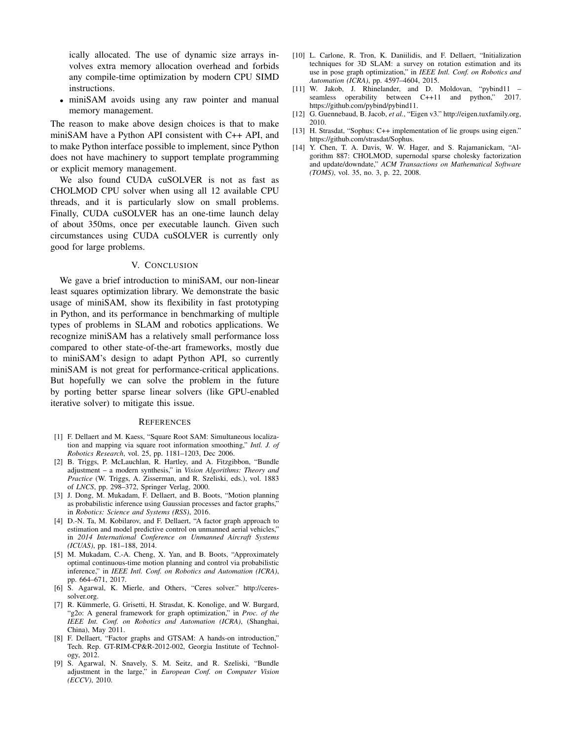ically allocated. The use of dynamic size arrays involves extra memory allocation overhead and forbids any compile-time optimization by modern CPU SIMD instructions.

- miniSAM avoids using any raw pointer and manual memory management.

The reason to make above design choices is that to make miniSAM have a Python API consistent with C++ API, and to make Python interface possible to implement, since Python does not have machinery to support template programming or explicit memory management.

We also found CUDA cuSOLVER is not as fast as CHOLMOD CPU solver when using all 12 available CPU threads, and it is particularly slow on small problems. Finally, CUDA cuSOLVER has an one-time launch delay of about 350ms, once per executable launch. Given such circumstances using CUDA cuSOLVER is currently only good for large problems.

## V. Conclusion

We gave a brief introduction to miniSAM, our non-linear least squares optimization library. We demonstrate the basic usage of miniSAM, show its flexibility in fast prototyping in Python, and its performance in benchmarking of multiple types of problems in SLAM and robotics applications. We recognize miniSAM has a relatively small performance loss compared to other state-of-the-art frameworks, mostly due to miniSAM's design to adapt Python API, so currently miniSAM is not great for performance-critical applications. But hopefully we can solve the problem in the future by porting better sparse linear solvers (like GPU-enabled iterative solver) to mitigate this issue.

## References

[1] F. Dellaert and M. Kaess, "Square Root SAM: Simultaneous localization and mapping via square root information smoothing," *Intl. J. of Robotics Research*, vol. 25, pp. 1181–1203, Dec 2006.

[2] B. Triggs, P. McLauchlan, R. Hartley, and A. Fitzgibbon, "Bundle adjustment – a modern synthesis," in *Vision Algorithms: Theory and Practice* (W. Triggs, A. Zisserman, and R. Szeliski, eds.), vol. 1883 of *LNCS*, pp. 298–372, Springer Verlag, 2000.

[3] J. Dong, M. Mukadam, F. Dellaert, and B. Boots, "Motion planning as probabilistic inference using Gaussian processes and factor graphs," in *Robotics: Science and Systems (RSS)*, 2016.

[4] D.-N. Ta, M. Kobilarov, and F. Dellaert, "A factor graph approach to estimation and model predictive control on unmanned aerial vehicles," in *2014 International Conference on Unmanned Aircraft Systems (ICUAS)*, pp. 181–188, 2014.

[5] M. Mukadam, C.-A. Cheng, X. Yan, and B. Boots, "Approximately optimal continuous-time motion planning and control via probabilistic inference," in *IEEE Intl. Conf. on Robotics and Automation (ICRA)*, pp. 664–671, 2017.

[6] S. Agarwal, K. Mierle, and Others, "Ceres solver." http://ceres-solver.org.

[7] R. Kümmerle, G. Grisetti, H. Strasdat, K. Konolige, and W. Burgard, "g2o: A general framework for graph optimization," in *Proc. of the IEEE Int. Conf. on Robotics and Automation (ICRA)*, (Shanghai, China), May 2011.

[8] F. Dellaert, "Factor graphs and GTSAM: A hands-on introduction," Tech. Rep. GT-RIM-CP&R-2012-002, Georgia Institute of Technology, 2012.

[9] S. Agarwal, N. Snavely, S. M. Seitz, and R. Szeliski, "Bundle adjustment in the large," in *European Conf. on Computer Vision (ECCV)*, 2010.

[10] L. Carlone, R. Tron, K. Daniilidis, and F. Dellaert, "Initialization techniques for 3D SLAM: a survey on rotation estimation and its use in pose graph optimization," in *IEEE Intl. Conf. on Robotics and Automation (ICRA)*, pp. 4597–4604, 2015.

[11] W. Jakob, J. Rhinelander, and D. Moldovan, "pybind11 – seamless operability between C++11 and python," 2017. https://github.com/pybind/pybind11.

[12] G. Guennebaud, B. Jacob, *et al.*, "Eigen v3." http://eigen.tuxfamily.org, 2010.

[13] H. Strasdat, "Sophus: C++ implementation of lie groups using eigen." https://github.com/strasdat/Sophus.

[14] Y. Chen, T. A. Davis, W. W. Hager, and S. Rajamanickam, "Algorithm 887: CHOLMOD, supernodal sparse cholesky factorization and update/downdate," *ACM Transactions on Mathematical Software (TOMS)*, vol. 35, no. 3, p. 22, 2008.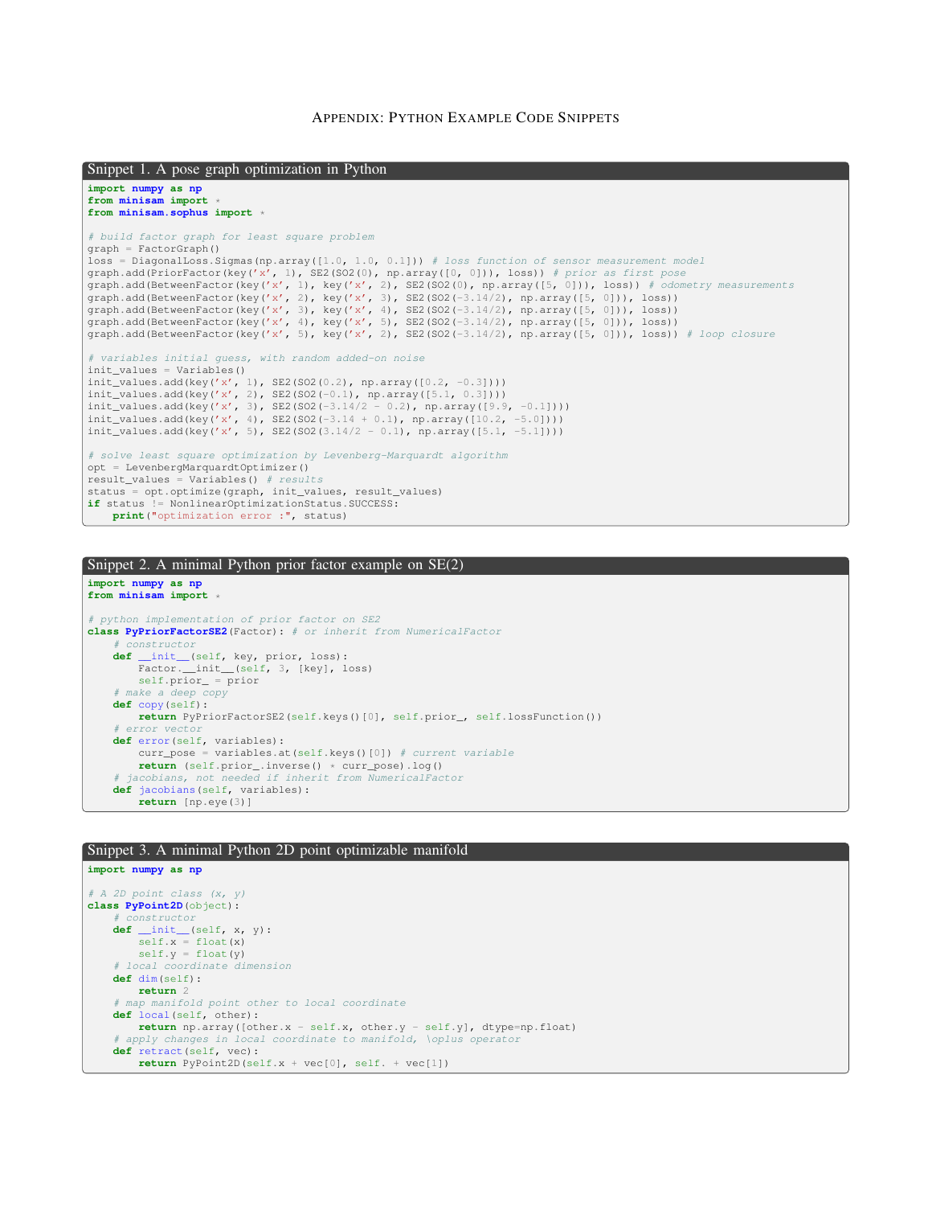## Appendix: Python Example Code Snippets

**Snippet 1. A pose graph optimization in Python**

```
import numpy as np
from minisam import *
from minisam.sophus import *

# build factor graph for least square problem
graph = FactorGraph()
loss = DiagonalLoss.Sigmas(np.array([1.0, 1.0, 0.1])) # loss function of sensor measurement model
graph.add(PriorFactor(key('x', 1), SE2(SO2(0), np.array([0, 0])), loss)) # prior as first pose
graph.add(BetweenFactor(key('x', 1), key('x', 2), SE2(SO2(0), np.array([5, 0])), loss)) # odometry measurements
graph.add(BetweenFactor(key('x', 2), key('x', 3), SE2(SO2(-3.14/2), np.array([5, 0])), loss))
graph.add(BetweenFactor(key('x', 3), key('x', 4), SE2(SO2(-3.14/2), np.array([5, 0])), loss))
graph.add(BetweenFactor(key('x', 4), key('x', 5), SE2(SO2(-3.14/2), np.array([5, 0])), loss))
graph.add(BetweenFactor(key('x', 5), key('x', 2), SE2(SO2(-3.14/2), np.array([5, 0])), loss)) # loop closure

# variables initial guess, with random added-on noise
init_values = Variables()
init_values.add(key('x', 1), SE2(SO2(0.2), np.array([0.2, -0.3])))
init_values.add(key('x', 2), SE2(SO2(-0.1), np.array([5.1, 0.3])))
init_values.add(key('x', 3), SE2(SO2(-3.14/2 - 0.2), np.array([9.9, -0.1])))
init_values.add(key('x', 4), SE2(SO2(-3.14 + 0.1), np.array([10.2, -5.0])))
init_values.add(key('x', 5), SE2(SO2(3.14/2 - 0.1), np.array([5.1, -5.1])))

# solve least square optimization by Levenberg-Marquardt algorithm
opt = LevenbergMarquardtOptimizer()
result_values = Variables() # results
status = opt.optimize(graph, init_values, result_values)
if status != NonlinearOptimizationStatus.SUCCESS:
    print("optimization error :", status)
```

**Snippet 2. A minimal Python prior factor example on SE(2)**

```
import numpy as np
from minisam import *

# python implementation of prior factor on SE2
class PyPriorFactorSE2(Factor): # or inherit from NumericalFactor
    # constructor
    def __init__(self, key, prior, loss):
        Factor.__init__(self, 3, [key], loss)
        self.prior_ = prior
    # make a deep copy
    def copy(self):
        return PyPriorFactorSE2(self.keys()[0], self.prior_, self.lossFunction())
    # error vector
    def error(self, variables):
        curr_pose = variables.at(self.keys()[0]) # current variable
        return (self.prior_.inverse() * curr_pose).log()
    # jacobians, not needed if inherit from NumericalFactor
    def jacobians(self, variables):
        return [np.eye(3)]
```

**Snippet 3. A minimal Python 2D point optimizable manifold**

```
import numpy as np

# A 2D point class (x, y)
class PyPoint2D(object):
    # constructor
    def __init__(self, x, y):
        self.x = float(x)
        self.y = float(y)
    # local coordinate dimension
    def dim(self):
        return 2
    # map manifold point other to local coordinate
    def local(self, other):
        return np.array([other.x - self.x, other.y - self.y], dtype=np.float)
    # apply changes in local coordinate to manifold, \oplus operator
    def retract(self, vec):
        return PyPoint2D(self.x + vec[0], self. + vec[1])
```